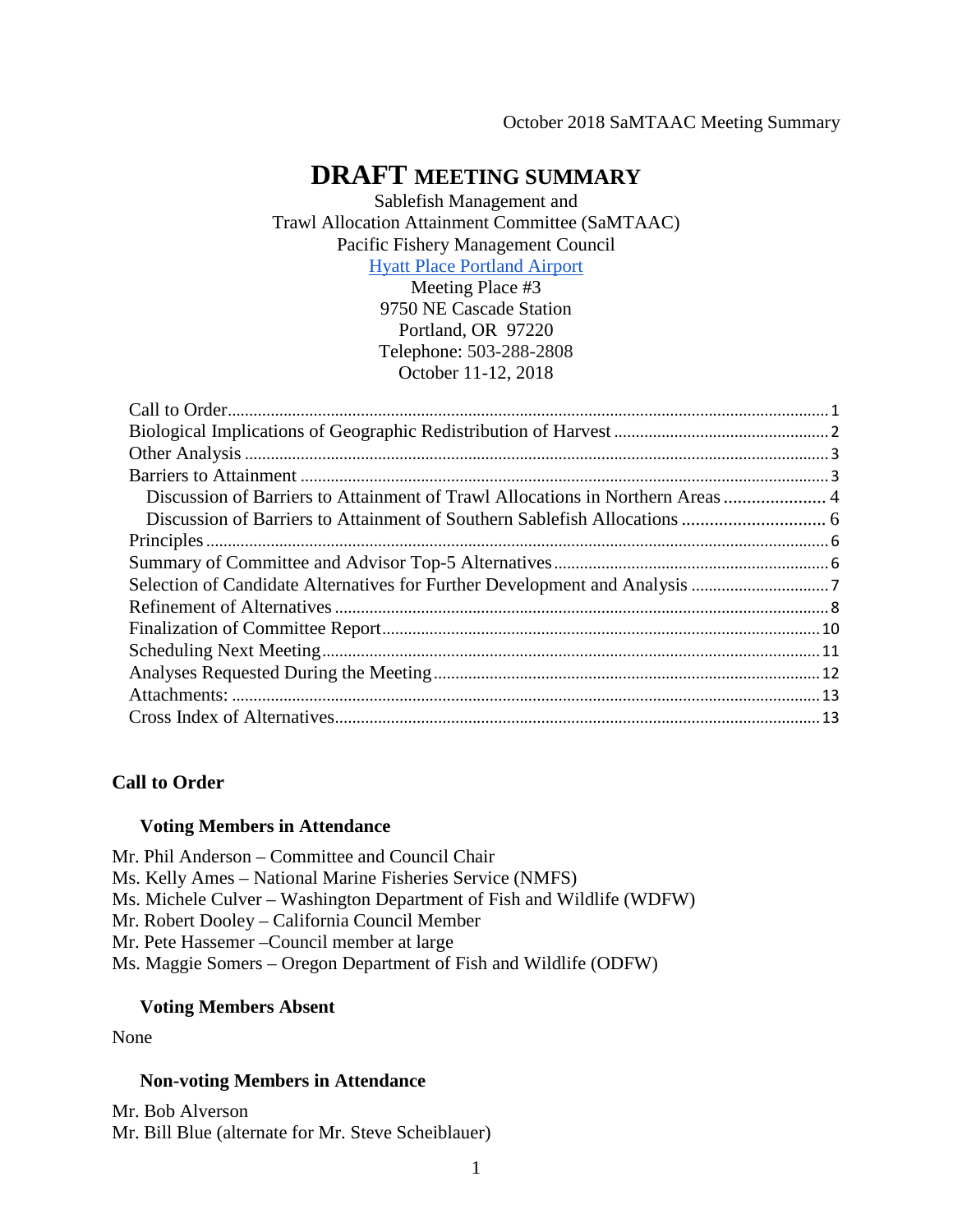# DRAFT MEETING SUMMARY

Sablefish Management and
Trawl Allocation Attainment Committee (SaMTAAC)
Pacific Fishery Management Council
[Hyatt Place Portland Airport]
Meeting Place #3
9750 NE Cascade Station
Portland, OR 97220
Telephone: 503-288-2808
October 11-12, 2018

- Call to Order ... 1
- Biological Implications of Geographic Redistribution of Harvest ... 2
- Other Analysis ... 3
- Barriers to Attainment ... 3
  - Discussion of Barriers to Attainment of Trawl Allocations in Northern Areas ... 4
  - Discussion of Barriers to Attainment of Southern Sablefish Allocations ... 6
- Principles ... 6
- Summary of Committee and Advisor Top-5 Alternatives ... 6
- Selection of Candidate Alternatives for Further Development and Analysis ... 7
- Refinement of Alternatives ... 8
- Finalization of Committee Report ... 10
- Scheduling Next Meeting ... 11
- Analyses Requested During the Meeting ... 12
- Attachments: ... 13
- Cross Index of Alternatives ... 13

## Call to Order

### Voting Members in Attendance

Mr. Phil Anderson – Committee and Council Chair
Ms. Kelly Ames – National Marine Fisheries Service (NMFS)
Ms. Michele Culver – Washington Department of Fish and Wildlife (WDFW)
Mr. Robert Dooley – California Council Member
Mr. Pete Hassemer –Council member at large
Ms. Maggie Somers – Oregon Department of Fish and Wildlife (ODFW)

### Voting Members Absent

None

### Non-voting Members in Attendance

Mr. Bob Alverson
Mr. Bill Blue (alternate for Mr. Steve Scheiblauer)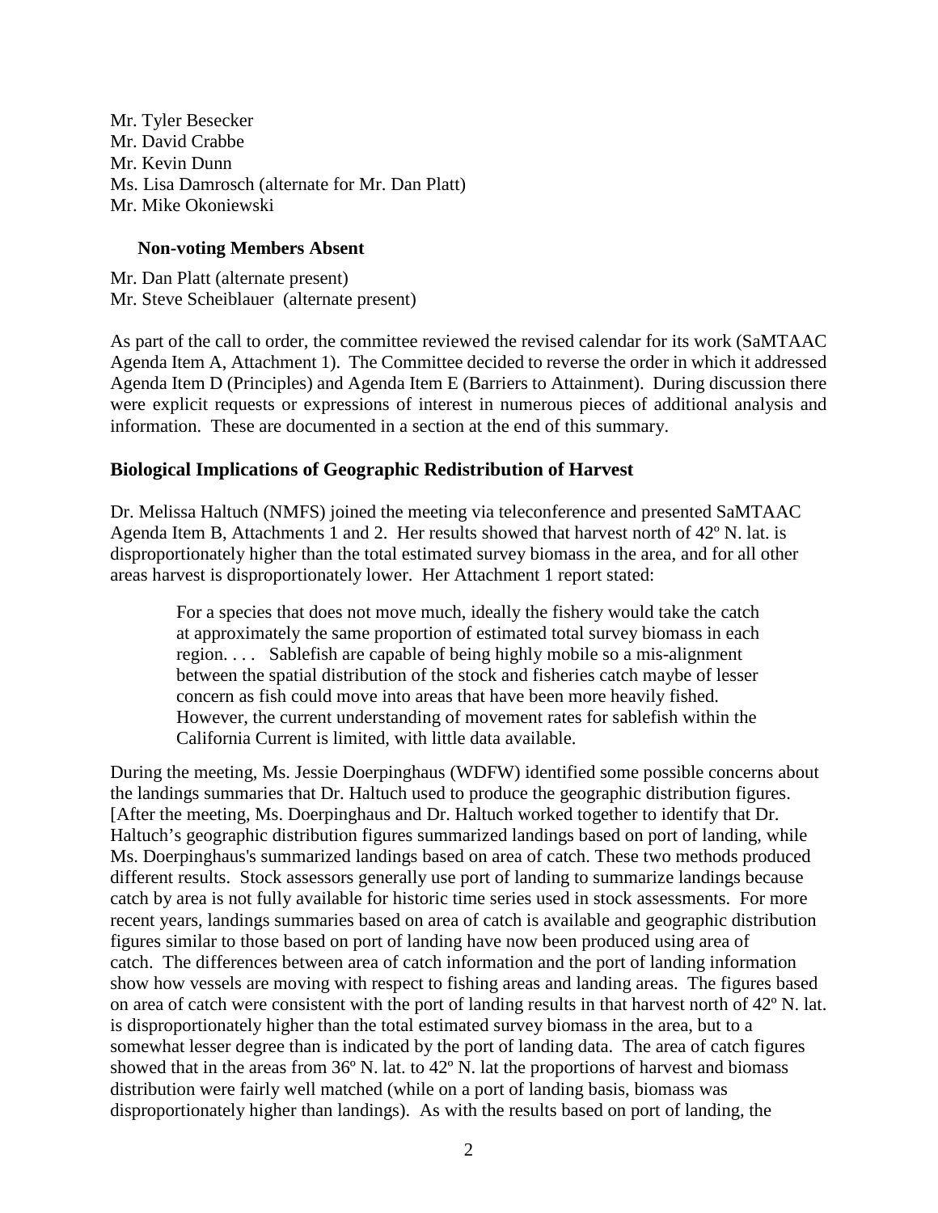Mr. Tyler Besecker
Mr. David Crabbe
Mr. Kevin Dunn
Ms. Lisa Damrosch (alternate for Mr. Dan Platt)
Mr. Mike Okoniewski

**Non-voting Members Absent**

Mr. Dan Platt (alternate present)
Mr. Steve Scheiblauer (alternate present)

As part of the call to order, the committee reviewed the revised calendar for its work (SaMTAAC Agenda Item A, Attachment 1). The Committee decided to reverse the order in which it addressed Agenda Item D (Principles) and Agenda Item E (Barriers to Attainment). During discussion there were explicit requests or expressions of interest in numerous pieces of additional analysis and information. These are documented in a section at the end of this summary.

## Biological Implications of Geographic Redistribution of Harvest

Dr. Melissa Haltuch (NMFS) joined the meeting via teleconference and presented SaMTAAC Agenda Item B, Attachments 1 and 2. Her results showed that harvest north of 42º N. lat. is disproportionately higher than the total estimated survey biomass in the area, and for all other areas harvest is disproportionately lower. Her Attachment 1 report stated:

> For a species that does not move much, ideally the fishery would take the catch at approximately the same proportion of estimated total survey biomass in each region. . . . Sablefish are capable of being highly mobile so a mis-alignment between the spatial distribution of the stock and fisheries catch maybe of lesser concern as fish could move into areas that have been more heavily fished. However, the current understanding of movement rates for sablefish within the California Current is limited, with little data available.

During the meeting, Ms. Jessie Doerpinghaus (WDFW) identified some possible concerns about the landings summaries that Dr. Haltuch used to produce the geographic distribution figures. [After the meeting, Ms. Doerpinghaus and Dr. Haltuch worked together to identify that Dr. Haltuch's geographic distribution figures summarized landings based on port of landing, while Ms. Doerpinghaus's summarized landings based on area of catch. These two methods produced different results. Stock assessors generally use port of landing to summarize landings because catch by area is not fully available for historic time series used in stock assessments. For more recent years, landings summaries based on area of catch is available and geographic distribution figures similar to those based on port of landing have now been produced using area of catch. The differences between area of catch information and the port of landing information show how vessels are moving with respect to fishing areas and landing areas. The figures based on area of catch were consistent with the port of landing results in that harvest north of 42º N. lat. is disproportionately higher than the total estimated survey biomass in the area, but to a somewhat lesser degree than is indicated by the port of landing data. The area of catch figures showed that in the areas from 36º N. lat. to 42º N. lat the proportions of harvest and biomass distribution were fairly well matched (while on a port of landing basis, biomass was disproportionately higher than landings). As with the results based on port of landing, the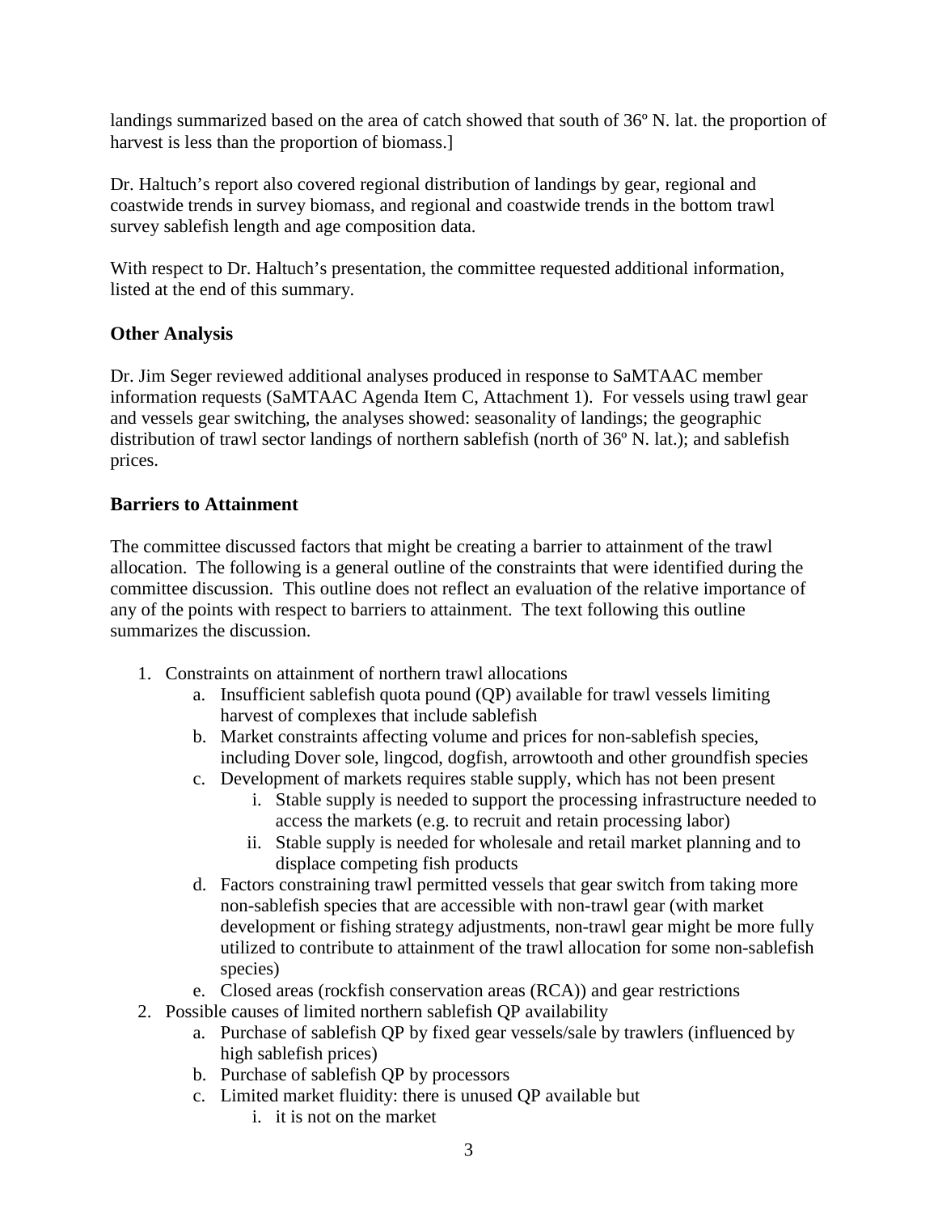landings summarized based on the area of catch showed that south of 36º N. lat. the proportion of harvest is less than the proportion of biomass.]

Dr. Haltuch's report also covered regional distribution of landings by gear, regional and coastwide trends in survey biomass, and regional and coastwide trends in the bottom trawl survey sablefish length and age composition data.

With respect to Dr. Haltuch's presentation, the committee requested additional information, listed at the end of this summary.

## Other Analysis

Dr. Jim Seger reviewed additional analyses produced in response to SaMTAAC member information requests (SaMTAAC Agenda Item C, Attachment 1). For vessels using trawl gear and vessels gear switching, the analyses showed: seasonality of landings; the geographic distribution of trawl sector landings of northern sablefish (north of 36º N. lat.); and sablefish prices.

## Barriers to Attainment

The committee discussed factors that might be creating a barrier to attainment of the trawl allocation. The following is a general outline of the constraints that were identified during the committee discussion. This outline does not reflect an evaluation of the relative importance of any of the points with respect to barriers to attainment. The text following this outline summarizes the discussion.

1. Constraints on attainment of northern trawl allocations
   a. Insufficient sablefish quota pound (QP) available for trawl vessels limiting harvest of complexes that include sablefish
   b. Market constraints affecting volume and prices for non-sablefish species, including Dover sole, lingcod, dogfish, arrowtooth and other groundfish species
   c. Development of markets requires stable supply, which has not been present
      i. Stable supply is needed to support the processing infrastructure needed to access the markets (e.g. to recruit and retain processing labor)
      ii. Stable supply is needed for wholesale and retail market planning and to displace competing fish products
   d. Factors constraining trawl permitted vessels that gear switch from taking more non-sablefish species that are accessible with non-trawl gear (with market development or fishing strategy adjustments, non-trawl gear might be more fully utilized to contribute to attainment of the trawl allocation for some non-sablefish species)
   e. Closed areas (rockfish conservation areas (RCA)) and gear restrictions
2. Possible causes of limited northern sablefish QP availability
   a. Purchase of sablefish QP by fixed gear vessels/sale by trawlers (influenced by high sablefish prices)
   b. Purchase of sablefish QP by processors
   c. Limited market fluidity: there is unused QP available but
      i. it is not on the market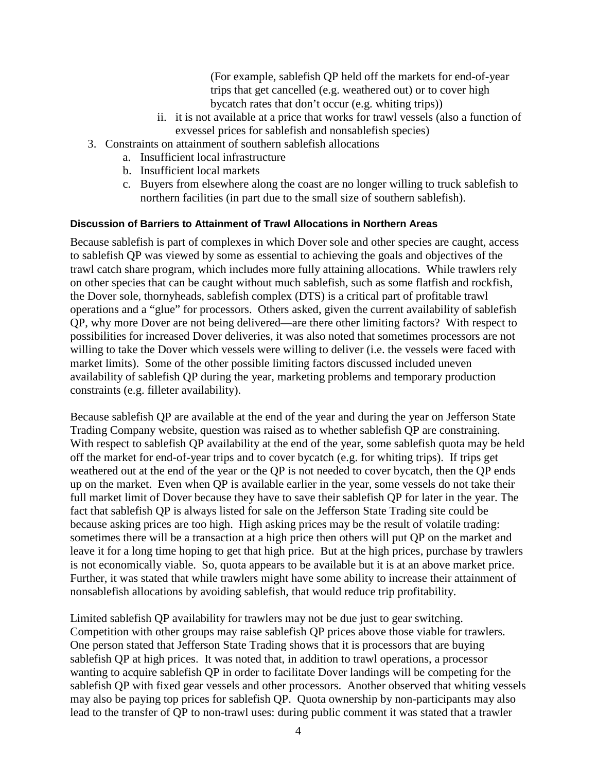(For example, sablefish QP held off the markets for end-of-year trips that get cancelled (e.g. weathered out) or to cover high bycatch rates that don't occur (e.g. whiting trips))

   ii. it is not available at a price that works for trawl vessels (also a function of exvessel prices for sablefish and nonsablefish species)

3. Constraints on attainment of southern sablefish allocations
   a. Insufficient local infrastructure
   b. Insufficient local markets
   c. Buyers from elsewhere along the coast are no longer willing to truck sablefish to northern facilities (in part due to the small size of southern sablefish).

#### Discussion of Barriers to Attainment of Trawl Allocations in Northern Areas

Because sablefish is part of complexes in which Dover sole and other species are caught, access to sablefish QP was viewed by some as essential to achieving the goals and objectives of the trawl catch share program, which includes more fully attaining allocations. While trawlers rely on other species that can be caught without much sablefish, such as some flatfish and rockfish, the Dover sole, thornyheads, sablefish complex (DTS) is a critical part of profitable trawl operations and a "glue" for processors. Others asked, given the current availability of sablefish QP, why more Dover are not being delivered—are there other limiting factors? With respect to possibilities for increased Dover deliveries, it was also noted that sometimes processors are not willing to take the Dover which vessels were willing to deliver (i.e. the vessels were faced with market limits). Some of the other possible limiting factors discussed included uneven availability of sablefish QP during the year, marketing problems and temporary production constraints (e.g. filleter availability).

Because sablefish QP are available at the end of the year and during the year on Jefferson State Trading Company website, question was raised as to whether sablefish QP are constraining. With respect to sablefish QP availability at the end of the year, some sablefish quota may be held off the market for end-of-year trips and to cover bycatch (e.g. for whiting trips). If trips get weathered out at the end of the year or the QP is not needed to cover bycatch, then the QP ends up on the market. Even when QP is available earlier in the year, some vessels do not take their full market limit of Dover because they have to save their sablefish QP for later in the year. The fact that sablefish QP is always listed for sale on the Jefferson State Trading site could be because asking prices are too high. High asking prices may be the result of volatile trading: sometimes there will be a transaction at a high price then others will put QP on the market and leave it for a long time hoping to get that high price. But at the high prices, purchase by trawlers is not economically viable. So, quota appears to be available but it is at an above market price. Further, it was stated that while trawlers might have some ability to increase their attainment of nonsablefish allocations by avoiding sablefish, that would reduce trip profitability.

Limited sablefish QP availability for trawlers may not be due just to gear switching. Competition with other groups may raise sablefish QP prices above those viable for trawlers. One person stated that Jefferson State Trading shows that it is processors that are buying sablefish QP at high prices. It was noted that, in addition to trawl operations, a processor wanting to acquire sablefish QP in order to facilitate Dover landings will be competing for the sablefish QP with fixed gear vessels and other processors. Another observed that whiting vessels may also be paying top prices for sablefish QP. Quota ownership by non-participants may also lead to the transfer of QP to non-trawl uses: during public comment it was stated that a trawler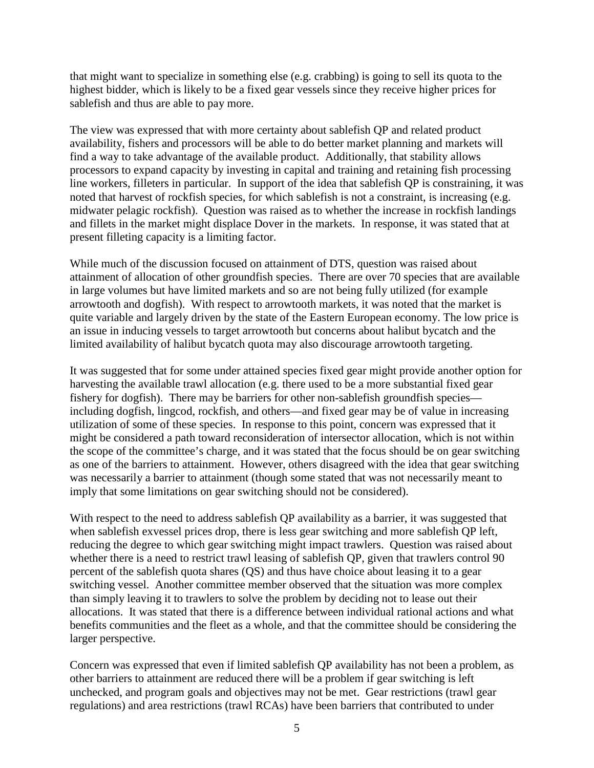that might want to specialize in something else (e.g. crabbing) is going to sell its quota to the highest bidder, which is likely to be a fixed gear vessels since they receive higher prices for sablefish and thus are able to pay more.

The view was expressed that with more certainty about sablefish QP and related product availability, fishers and processors will be able to do better market planning and markets will find a way to take advantage of the available product. Additionally, that stability allows processors to expand capacity by investing in capital and training and retaining fish processing line workers, filleters in particular. In support of the idea that sablefish QP is constraining, it was noted that harvest of rockfish species, for which sablefish is not a constraint, is increasing (e.g. midwater pelagic rockfish). Question was raised as to whether the increase in rockfish landings and fillets in the market might displace Dover in the markets. In response, it was stated that at present filleting capacity is a limiting factor.

While much of the discussion focused on attainment of DTS, question was raised about attainment of allocation of other groundfish species. There are over 70 species that are available in large volumes but have limited markets and so are not being fully utilized (for example arrowtooth and dogfish). With respect to arrowtooth markets, it was noted that the market is quite variable and largely driven by the state of the Eastern European economy. The low price is an issue in inducing vessels to target arrowtooth but concerns about halibut bycatch and the limited availability of halibut bycatch quota may also discourage arrowtooth targeting.

It was suggested that for some under attained species fixed gear might provide another option for harvesting the available trawl allocation (e.g. there used to be a more substantial fixed gear fishery for dogfish). There may be barriers for other non-sablefish groundfish species—including dogfish, lingcod, rockfish, and others—and fixed gear may be of value in increasing utilization of some of these species. In response to this point, concern was expressed that it might be considered a path toward reconsideration of intersector allocation, which is not within the scope of the committee's charge, and it was stated that the focus should be on gear switching as one of the barriers to attainment. However, others disagreed with the idea that gear switching was necessarily a barrier to attainment (though some stated that was not necessarily meant to imply that some limitations on gear switching should not be considered).

With respect to the need to address sablefish QP availability as a barrier, it was suggested that when sablefish exvessel prices drop, there is less gear switching and more sablefish QP left, reducing the degree to which gear switching might impact trawlers. Question was raised about whether there is a need to restrict trawl leasing of sablefish QP, given that trawlers control 90 percent of the sablefish quota shares (QS) and thus have choice about leasing it to a gear switching vessel. Another committee member observed that the situation was more complex than simply leaving it to trawlers to solve the problem by deciding not to lease out their allocations. It was stated that there is a difference between individual rational actions and what benefits communities and the fleet as a whole, and that the committee should be considering the larger perspective.

Concern was expressed that even if limited sablefish QP availability has not been a problem, as other barriers to attainment are reduced there will be a problem if gear switching is left unchecked, and program goals and objectives may not be met. Gear restrictions (trawl gear regulations) and area restrictions (trawl RCAs) have been barriers that contributed to under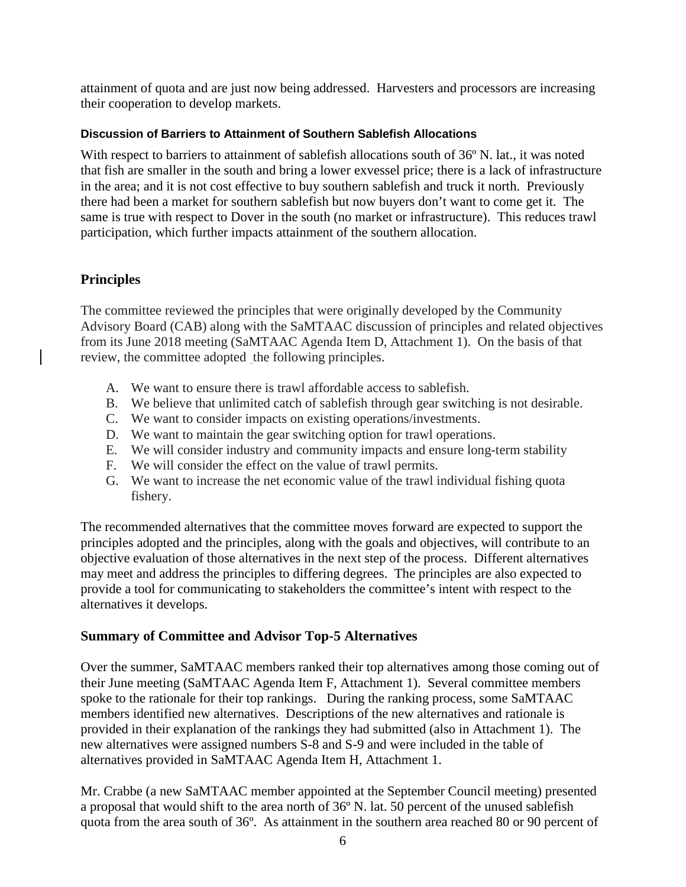attainment of quota and are just now being addressed. Harvesters and processors are increasing their cooperation to develop markets.

#### Discussion of Barriers to Attainment of Southern Sablefish Allocations

With respect to barriers to attainment of sablefish allocations south of 36º N. lat., it was noted that fish are smaller in the south and bring a lower exvessel price; there is a lack of infrastructure in the area; and it is not cost effective to buy southern sablefish and truck it north. Previously there had been a market for southern sablefish but now buyers don't want to come get it. The same is true with respect to Dover in the south (no market or infrastructure). This reduces trawl participation, which further impacts attainment of the southern allocation.

## Principles

The committee reviewed the principles that were originally developed by the Community Advisory Board (CAB) along with the SaMTAAC discussion of principles and related objectives from its June 2018 meeting (SaMTAAC Agenda Item D, Attachment 1). On the basis of that review, the committee adopted the following principles.

A. We want to ensure there is trawl affordable access to sablefish.
B. We believe that unlimited catch of sablefish through gear switching is not desirable.
C. We want to consider impacts on existing operations/investments.
D. We want to maintain the gear switching option for trawl operations.
E. We will consider industry and community impacts and ensure long-term stability
F. We will consider the effect on the value of trawl permits.
G. We want to increase the net economic value of the trawl individual fishing quota fishery.

The recommended alternatives that the committee moves forward are expected to support the principles adopted and the principles, along with the goals and objectives, will contribute to an objective evaluation of those alternatives in the next step of the process. Different alternatives may meet and address the principles to differing degrees. The principles are also expected to provide a tool for communicating to stakeholders the committee's intent with respect to the alternatives it develops.

## Summary of Committee and Advisor Top-5 Alternatives

Over the summer, SaMTAAC members ranked their top alternatives among those coming out of their June meeting (SaMTAAC Agenda Item F, Attachment 1). Several committee members spoke to the rationale for their top rankings. During the ranking process, some SaMTAAC members identified new alternatives. Descriptions of the new alternatives and rationale is provided in their explanation of the rankings they had submitted (also in Attachment 1). The new alternatives were assigned numbers S-8 and S-9 and were included in the table of alternatives provided in SaMTAAC Agenda Item H, Attachment 1.

Mr. Crabbe (a new SaMTAAC member appointed at the September Council meeting) presented a proposal that would shift to the area north of 36º N. lat. 50 percent of the unused sablefish quota from the area south of 36º. As attainment in the southern area reached 80 or 90 percent of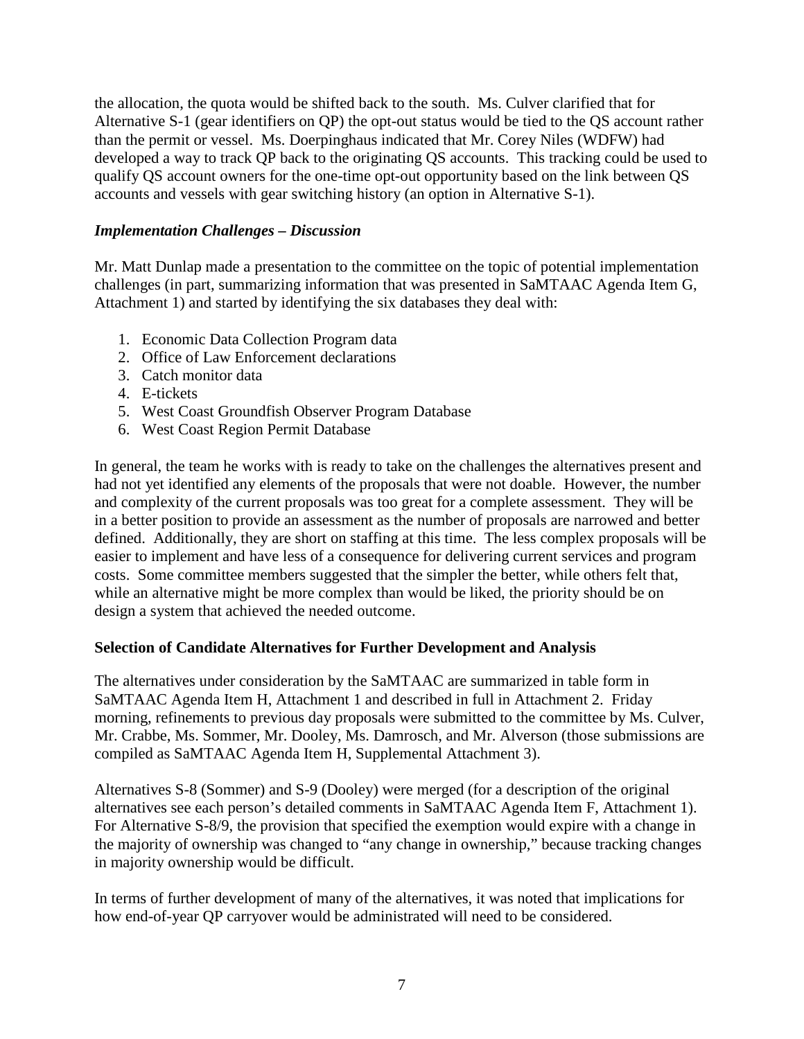the allocation, the quota would be shifted back to the south. Ms. Culver clarified that for Alternative S-1 (gear identifiers on QP) the opt-out status would be tied to the QS account rather than the permit or vessel. Ms. Doerpinghaus indicated that Mr. Corey Niles (WDFW) had developed a way to track QP back to the originating QS accounts. This tracking could be used to qualify QS account owners for the one-time opt-out opportunity based on the link between QS accounts and vessels with gear switching history (an option in Alternative S-1).

### *Implementation Challenges – Discussion*

Mr. Matt Dunlap made a presentation to the committee on the topic of potential implementation challenges (in part, summarizing information that was presented in SaMTAAC Agenda Item G, Attachment 1) and started by identifying the six databases they deal with:

1. Economic Data Collection Program data
2. Office of Law Enforcement declarations
3. Catch monitor data
4. E-tickets
5. West Coast Groundfish Observer Program Database
6. West Coast Region Permit Database

In general, the team he works with is ready to take on the challenges the alternatives present and had not yet identified any elements of the proposals that were not doable. However, the number and complexity of the current proposals was too great for a complete assessment. They will be in a better position to provide an assessment as the number of proposals are narrowed and better defined. Additionally, they are short on staffing at this time. The less complex proposals will be easier to implement and have less of a consequence for delivering current services and program costs. Some committee members suggested that the simpler the better, while others felt that, while an alternative might be more complex than would be liked, the priority should be on design a system that achieved the needed outcome.

## **Selection of Candidate Alternatives for Further Development and Analysis**

The alternatives under consideration by the SaMTAAC are summarized in table form in SaMTAAC Agenda Item H, Attachment 1 and described in full in Attachment 2. Friday morning, refinements to previous day proposals were submitted to the committee by Ms. Culver, Mr. Crabbe, Ms. Sommer, Mr. Dooley, Ms. Damrosch, and Mr. Alverson (those submissions are compiled as SaMTAAC Agenda Item H, Supplemental Attachment 3).

Alternatives S-8 (Sommer) and S-9 (Dooley) were merged (for a description of the original alternatives see each person's detailed comments in SaMTAAC Agenda Item F, Attachment 1). For Alternative S-8/9, the provision that specified the exemption would expire with a change in the majority of ownership was changed to "any change in ownership," because tracking changes in majority ownership would be difficult.

In terms of further development of many of the alternatives, it was noted that implications for how end-of-year QP carryover would be administrated will need to be considered.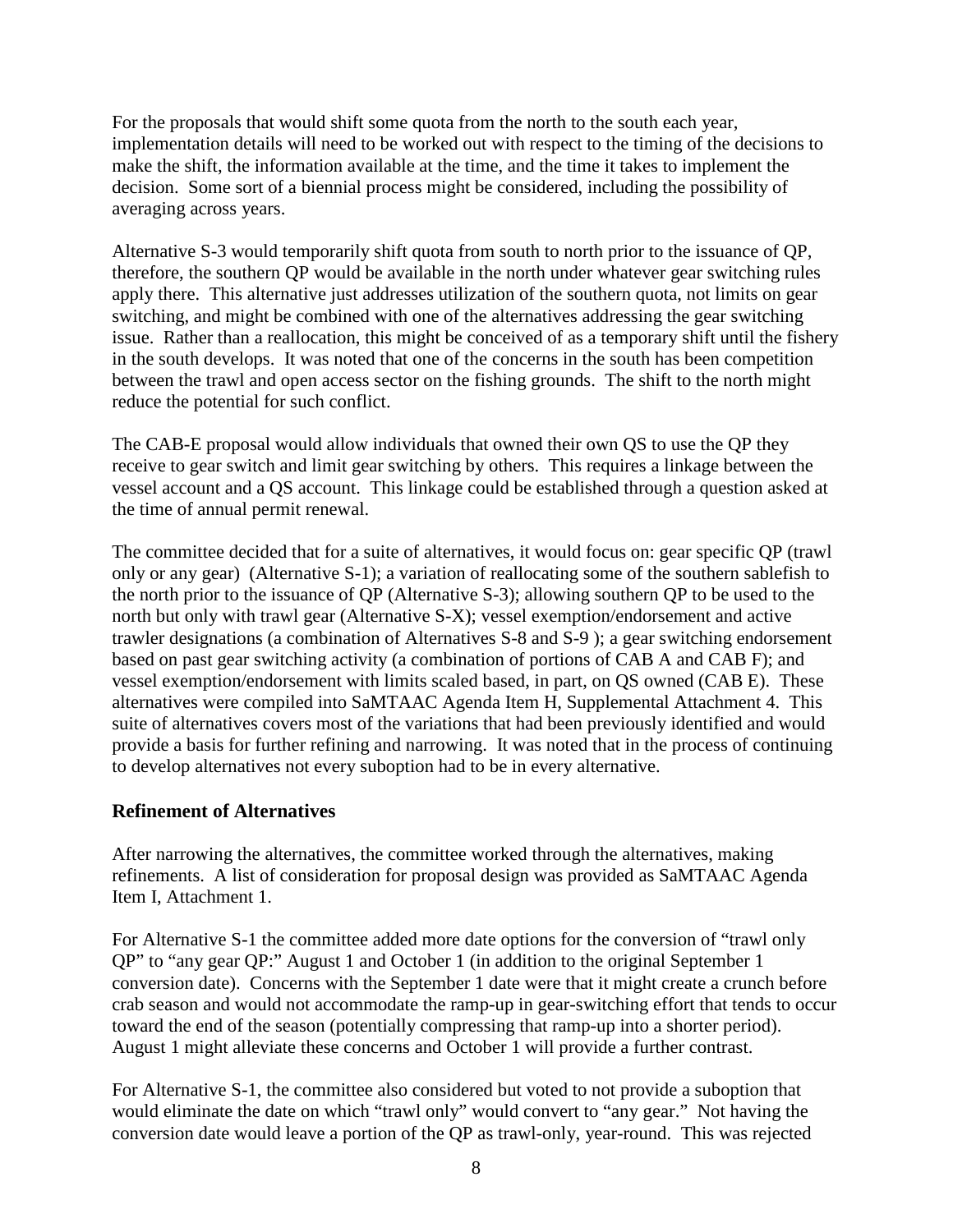For the proposals that would shift some quota from the north to the south each year, implementation details will need to be worked out with respect to the timing of the decisions to make the shift, the information available at the time, and the time it takes to implement the decision. Some sort of a biennial process might be considered, including the possibility of averaging across years.

Alternative S-3 would temporarily shift quota from south to north prior to the issuance of QP, therefore, the southern QP would be available in the north under whatever gear switching rules apply there. This alternative just addresses utilization of the southern quota, not limits on gear switching, and might be combined with one of the alternatives addressing the gear switching issue. Rather than a reallocation, this might be conceived of as a temporary shift until the fishery in the south develops. It was noted that one of the concerns in the south has been competition between the trawl and open access sector on the fishing grounds. The shift to the north might reduce the potential for such conflict.

The CAB-E proposal would allow individuals that owned their own QS to use the QP they receive to gear switch and limit gear switching by others. This requires a linkage between the vessel account and a QS account. This linkage could be established through a question asked at the time of annual permit renewal.

The committee decided that for a suite of alternatives, it would focus on: gear specific QP (trawl only or any gear) (Alternative S-1); a variation of reallocating some of the southern sablefish to the north prior to the issuance of QP (Alternative S-3); allowing southern QP to be used to the north but only with trawl gear (Alternative S-X); vessel exemption/endorsement and active trawler designations (a combination of Alternatives S-8 and S-9 ); a gear switching endorsement based on past gear switching activity (a combination of portions of CAB A and CAB F); and vessel exemption/endorsement with limits scaled based, in part, on QS owned (CAB E). These alternatives were compiled into SaMTAAC Agenda Item H, Supplemental Attachment 4. This suite of alternatives covers most of the variations that had been previously identified and would provide a basis for further refining and narrowing. It was noted that in the process of continuing to develop alternatives not every suboption had to be in every alternative.

## Refinement of Alternatives

After narrowing the alternatives, the committee worked through the alternatives, making refinements. A list of consideration for proposal design was provided as SaMTAAC Agenda Item I, Attachment 1.

For Alternative S-1 the committee added more date options for the conversion of "trawl only QP" to "any gear QP:" August 1 and October 1 (in addition to the original September 1 conversion date). Concerns with the September 1 date were that it might create a crunch before crab season and would not accommodate the ramp-up in gear-switching effort that tends to occur toward the end of the season (potentially compressing that ramp-up into a shorter period). August 1 might alleviate these concerns and October 1 will provide a further contrast.

For Alternative S-1, the committee also considered but voted to not provide a suboption that would eliminate the date on which "trawl only" would convert to "any gear." Not having the conversion date would leave a portion of the QP as trawl-only, year-round. This was rejected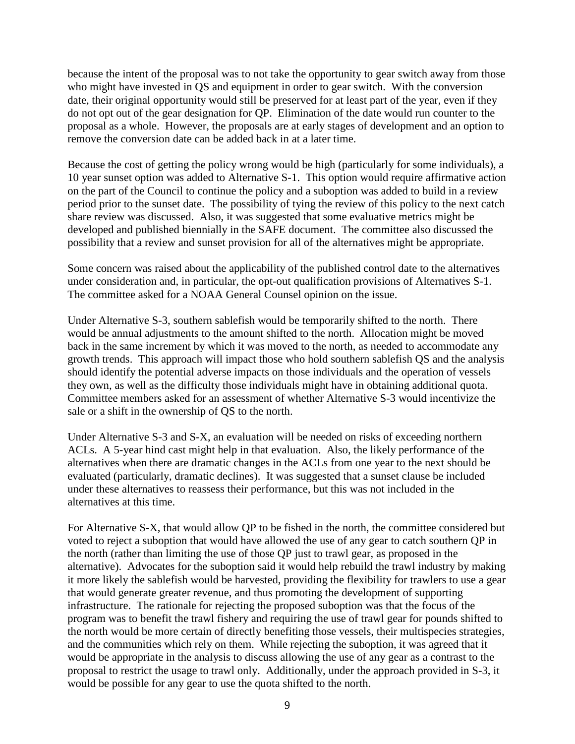because the intent of the proposal was to not take the opportunity to gear switch away from those who might have invested in QS and equipment in order to gear switch. With the conversion date, their original opportunity would still be preserved for at least part of the year, even if they do not opt out of the gear designation for QP. Elimination of the date would run counter to the proposal as a whole. However, the proposals are at early stages of development and an option to remove the conversion date can be added back in at a later time.

Because the cost of getting the policy wrong would be high (particularly for some individuals), a 10 year sunset option was added to Alternative S-1. This option would require affirmative action on the part of the Council to continue the policy and a suboption was added to build in a review period prior to the sunset date. The possibility of tying the review of this policy to the next catch share review was discussed. Also, it was suggested that some evaluative metrics might be developed and published biennially in the SAFE document. The committee also discussed the possibility that a review and sunset provision for all of the alternatives might be appropriate.

Some concern was raised about the applicability of the published control date to the alternatives under consideration and, in particular, the opt-out qualification provisions of Alternatives S-1. The committee asked for a NOAA General Counsel opinion on the issue.

Under Alternative S-3, southern sablefish would be temporarily shifted to the north. There would be annual adjustments to the amount shifted to the north. Allocation might be moved back in the same increment by which it was moved to the north, as needed to accommodate any growth trends. This approach will impact those who hold southern sablefish QS and the analysis should identify the potential adverse impacts on those individuals and the operation of vessels they own, as well as the difficulty those individuals might have in obtaining additional quota. Committee members asked for an assessment of whether Alternative S-3 would incentivize the sale or a shift in the ownership of QS to the north.

Under Alternative S-3 and S-X, an evaluation will be needed on risks of exceeding northern ACLs. A 5-year hind cast might help in that evaluation. Also, the likely performance of the alternatives when there are dramatic changes in the ACLs from one year to the next should be evaluated (particularly, dramatic declines). It was suggested that a sunset clause be included under these alternatives to reassess their performance, but this was not included in the alternatives at this time.

For Alternative S-X, that would allow QP to be fished in the north, the committee considered but voted to reject a suboption that would have allowed the use of any gear to catch southern QP in the north (rather than limiting the use of those QP just to trawl gear, as proposed in the alternative). Advocates for the suboption said it would help rebuild the trawl industry by making it more likely the sablefish would be harvested, providing the flexibility for trawlers to use a gear that would generate greater revenue, and thus promoting the development of supporting infrastructure. The rationale for rejecting the proposed suboption was that the focus of the program was to benefit the trawl fishery and requiring the use of trawl gear for pounds shifted to the north would be more certain of directly benefiting those vessels, their multispecies strategies, and the communities which rely on them. While rejecting the suboption, it was agreed that it would be appropriate in the analysis to discuss allowing the use of any gear as a contrast to the proposal to restrict the usage to trawl only. Additionally, under the approach provided in S-3, it would be possible for any gear to use the quota shifted to the north.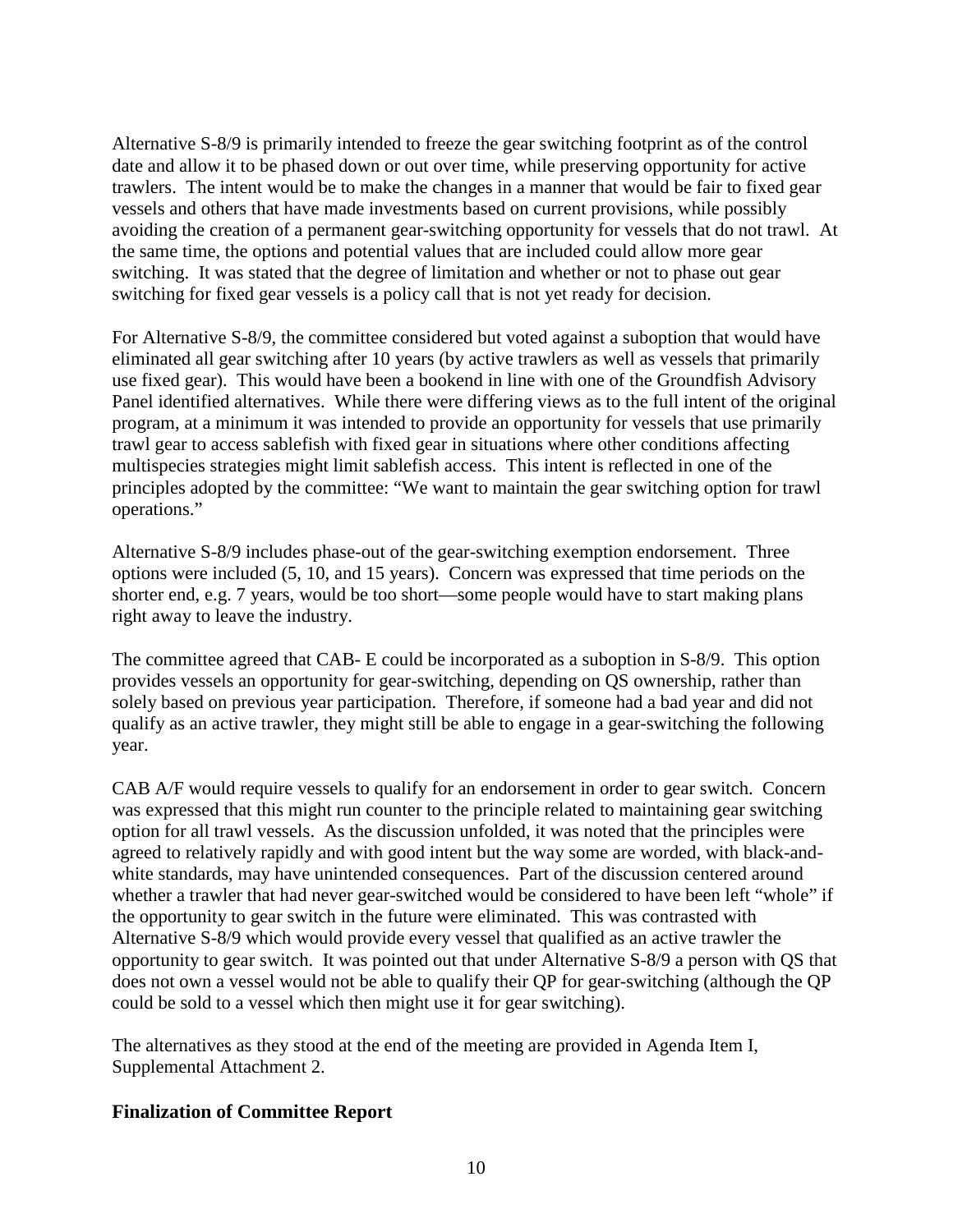Alternative S-8/9 is primarily intended to freeze the gear switching footprint as of the control date and allow it to be phased down or out over time, while preserving opportunity for active trawlers. The intent would be to make the changes in a manner that would be fair to fixed gear vessels and others that have made investments based on current provisions, while possibly avoiding the creation of a permanent gear-switching opportunity for vessels that do not trawl. At the same time, the options and potential values that are included could allow more gear switching. It was stated that the degree of limitation and whether or not to phase out gear switching for fixed gear vessels is a policy call that is not yet ready for decision.

For Alternative S-8/9, the committee considered but voted against a suboption that would have eliminated all gear switching after 10 years (by active trawlers as well as vessels that primarily use fixed gear). This would have been a bookend in line with one of the Groundfish Advisory Panel identified alternatives. While there were differing views as to the full intent of the original program, at a minimum it was intended to provide an opportunity for vessels that use primarily trawl gear to access sablefish with fixed gear in situations where other conditions affecting multispecies strategies might limit sablefish access. This intent is reflected in one of the principles adopted by the committee: "We want to maintain the gear switching option for trawl operations."

Alternative S-8/9 includes phase-out of the gear-switching exemption endorsement. Three options were included (5, 10, and 15 years). Concern was expressed that time periods on the shorter end, e.g. 7 years, would be too short—some people would have to start making plans right away to leave the industry.

The committee agreed that CAB- E could be incorporated as a suboption in S-8/9. This option provides vessels an opportunity for gear-switching, depending on QS ownership, rather than solely based on previous year participation. Therefore, if someone had a bad year and did not qualify as an active trawler, they might still be able to engage in a gear-switching the following year.

CAB A/F would require vessels to qualify for an endorsement in order to gear switch. Concern was expressed that this might run counter to the principle related to maintaining gear switching option for all trawl vessels. As the discussion unfolded, it was noted that the principles were agreed to relatively rapidly and with good intent but the way some are worded, with black-and-white standards, may have unintended consequences. Part of the discussion centered around whether a trawler that had never gear-switched would be considered to have been left "whole" if the opportunity to gear switch in the future were eliminated. This was contrasted with Alternative S-8/9 which would provide every vessel that qualified as an active trawler the opportunity to gear switch. It was pointed out that under Alternative S-8/9 a person with QS that does not own a vessel would not be able to qualify their QP for gear-switching (although the QP could be sold to a vessel which then might use it for gear switching).

The alternatives as they stood at the end of the meeting are provided in Agenda Item I, Supplemental Attachment 2.

## Finalization of Committee Report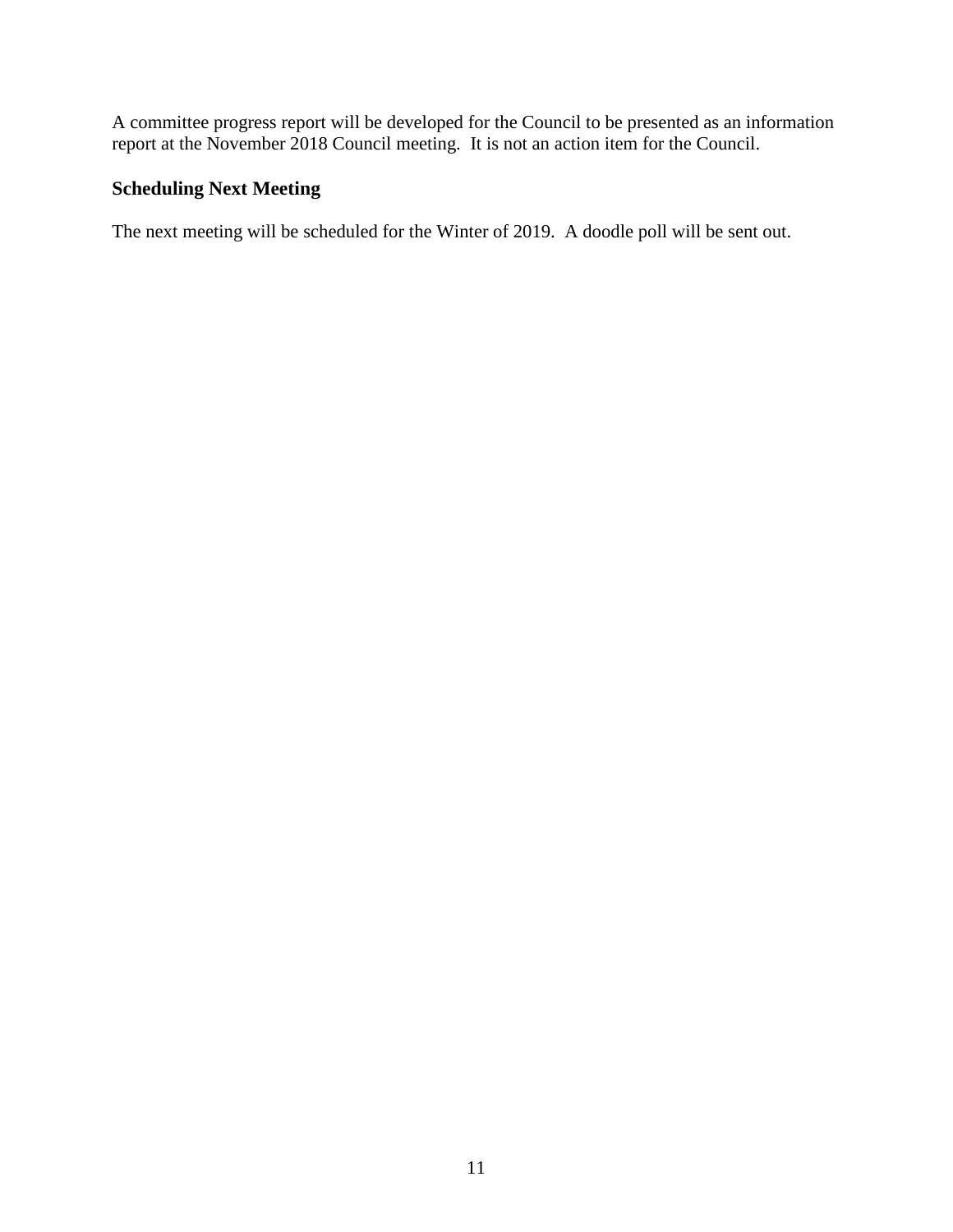A committee progress report will be developed for the Council to be presented as an information report at the November 2018 Council meeting.  It is not an action item for the Council.

### Scheduling Next Meeting

The next meeting will be scheduled for the Winter of 2019.  A doodle poll will be sent out.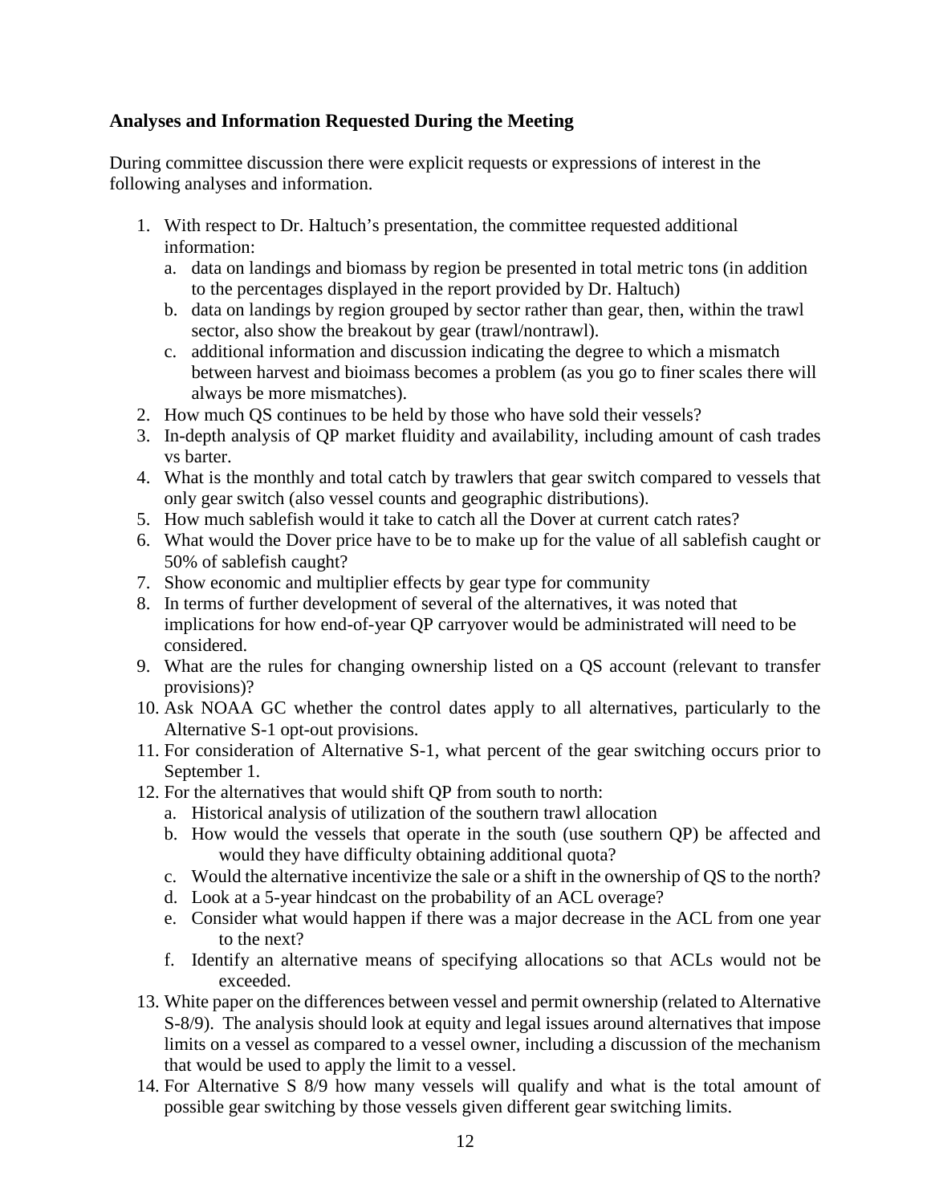### Analyses and Information Requested During the Meeting

During committee discussion there were explicit requests or expressions of interest in the following analyses and information.

1. With respect to Dr. Haltuch's presentation, the committee requested additional information:
   a. data on landings and biomass by region be presented in total metric tons (in addition to the percentages displayed in the report provided by Dr. Haltuch)
   b. data on landings by region grouped by sector rather than gear, then, within the trawl sector, also show the breakout by gear (trawl/nontrawl).
   c. additional information and discussion indicating the degree to which a mismatch between harvest and bioimass becomes a problem (as you go to finer scales there will always be more mismatches).
2. How much QS continues to be held by those who have sold their vessels?
3. In-depth analysis of QP market fluidity and availability, including amount of cash trades vs barter.
4. What is the monthly and total catch by trawlers that gear switch compared to vessels that only gear switch (also vessel counts and geographic distributions).
5. How much sablefish would it take to catch all the Dover at current catch rates?
6. What would the Dover price have to be to make up for the value of all sablefish caught or 50% of sablefish caught?
7. Show economic and multiplier effects by gear type for community
8. In terms of further development of several of the alternatives, it was noted that implications for how end-of-year QP carryover would be administrated will need to be considered.
9. What are the rules for changing ownership listed on a QS account (relevant to transfer provisions)?
10. Ask NOAA GC whether the control dates apply to all alternatives, particularly to the Alternative S-1 opt-out provisions.
11. For consideration of Alternative S-1, what percent of the gear switching occurs prior to September 1.
12. For the alternatives that would shift QP from south to north:
    a. Historical analysis of utilization of the southern trawl allocation
    b. How would the vessels that operate in the south (use southern QP) be affected and would they have difficulty obtaining additional quota?
    c. Would the alternative incentivize the sale or a shift in the ownership of QS to the north?
    d. Look at a 5-year hindcast on the probability of an ACL overage?
    e. Consider what would happen if there was a major decrease in the ACL from one year to the next?
    f. Identify an alternative means of specifying allocations so that ACLs would not be exceeded.
13. White paper on the differences between vessel and permit ownership (related to Alternative S-8/9). The analysis should look at equity and legal issues around alternatives that impose limits on a vessel as compared to a vessel owner, including a discussion of the mechanism that would be used to apply the limit to a vessel.
14. For Alternative S 8/9 how many vessels will qualify and what is the total amount of possible gear switching by those vessels given different gear switching limits.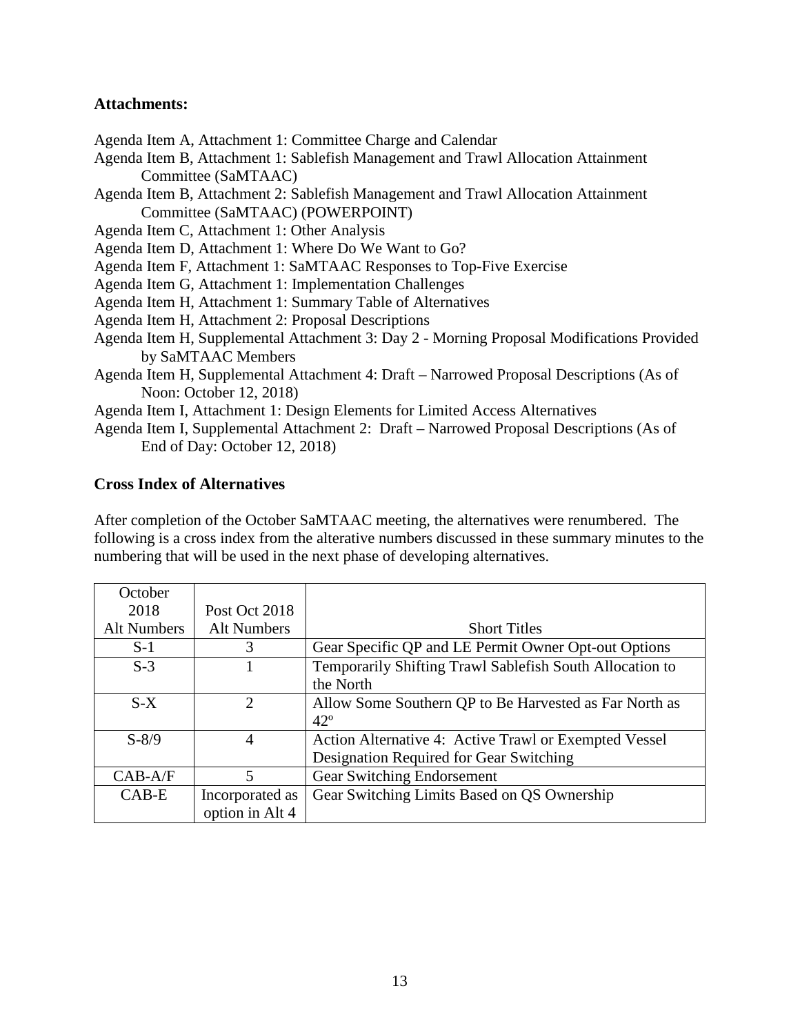**Attachments:**

Agenda Item A, Attachment 1: Committee Charge and Calendar
Agenda Item B, Attachment 1: Sablefish Management and Trawl Allocation Attainment Committee (SaMTAAC)
Agenda Item B, Attachment 2: Sablefish Management and Trawl Allocation Attainment Committee (SaMTAAC) (POWERPOINT)
Agenda Item C, Attachment 1: Other Analysis
Agenda Item D, Attachment 1: Where Do We Want to Go?
Agenda Item F, Attachment 1: SaMTAAC Responses to Top-Five Exercise
Agenda Item G, Attachment 1: Implementation Challenges
Agenda Item H, Attachment 1: Summary Table of Alternatives
Agenda Item H, Attachment 2: Proposal Descriptions
Agenda Item H, Supplemental Attachment 3: Day 2 - Morning Proposal Modifications Provided by SaMTAAC Members
Agenda Item H, Supplemental Attachment 4: Draft – Narrowed Proposal Descriptions (As of Noon: October 12, 2018)
Agenda Item I, Attachment 1: Design Elements for Limited Access Alternatives
Agenda Item I, Supplemental Attachment 2: Draft – Narrowed Proposal Descriptions (As of End of Day: October 12, 2018)

**Cross Index of Alternatives**

After completion of the October SaMTAAC meeting, the alternatives were renumbered. The following is a cross index from the alterative numbers discussed in these summary minutes to the numbering that will be used in the next phase of developing alternatives.

| October 2018 Alt Numbers | Post Oct 2018 Alt Numbers | Short Titles |
|---|---|---|
| S-1 | 3 | Gear Specific QP and LE Permit Owner Opt-out Options |
| S-3 | 1 | Temporarily Shifting Trawl Sablefish South Allocation to the North |
| S-X | 2 | Allow Some Southern QP to Be Harvested as Far North as 42º |
| S-8/9 | 4 | Action Alternative 4: Active Trawl or Exempted Vessel Designation Required for Gear Switching |
| CAB-A/F | 5 | Gear Switching Endorsement |
| CAB-E | Incorporated as option in Alt 4 | Gear Switching Limits Based on QS Ownership |